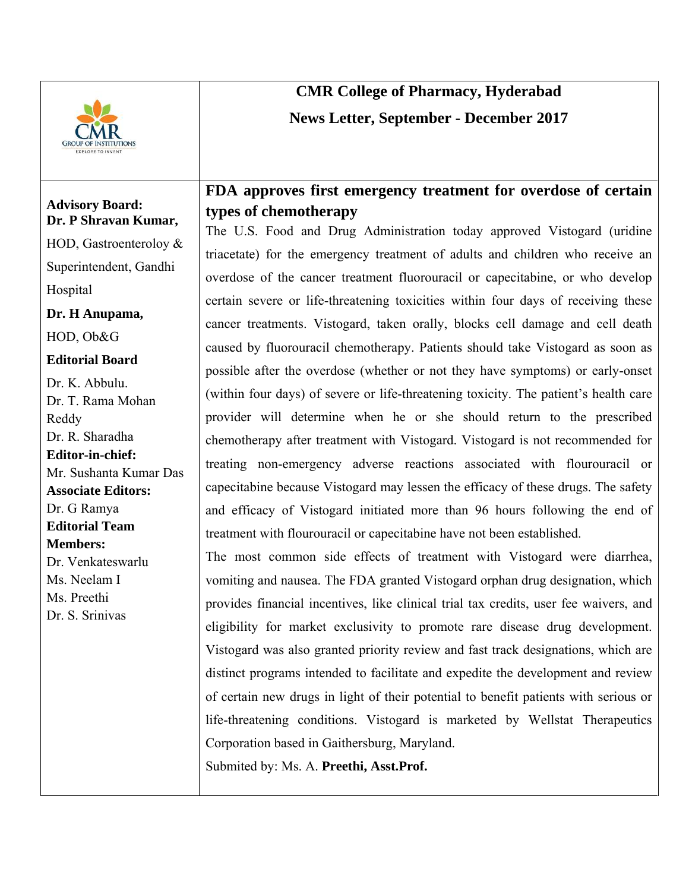# CMR College of Pharmacy, Hyderabad

## News Letter, September - December 2017

**Advisory Board:**

**Dr. P Shravan Kumar,**

HOD, Gastroenteroloy & Superintendent, Gandhi Hospital

**Dr. H Anupama,**

HOD, Ob&G

**Editorial Board**

Dr. K. Abbulu.

Dr. T. Rama Mohan Reddy

Dr. R. Sharadha

**Editor-in-chief:**

Mr. Sushanta Kumar Das

**Associate Editors:**

Dr. G Ramya

**Editorial Team Members:**

Dr. Venkateswarlu

Ms. Neelam I

Ms. Preethi

Dr. S. Srinivas

### FDA approves first emergency treatment for overdose of certain types of chemotherapy

The U.S. Food and Drug Administration today approved Vistogard (uridine triacetate) for the emergency treatment of adults and children who receive an overdose of the cancer treatment fluorouracil or capecitabine, or who develop certain severe or life-threatening toxicities within four days of receiving these cancer treatments. Vistogard, taken orally, blocks cell damage and cell death caused by fluorouracil chemotherapy. Patients should take Vistogard as soon as possible after the overdose (whether or not they have symptoms) or early-onset (within four days) of severe or life-threatening toxicity. The patient's health care provider will determine when he or she should return to the prescribed chemotherapy after treatment with Vistogard. Vistogard is not recommended for treating non-emergency adverse reactions associated with flourouracil or capecitabine because Vistogard may lessen the efficacy of these drugs. The safety and efficacy of Vistogard initiated more than 96 hours following the end of treatment with flourouracil or capecitabine have not been established.

The most common side effects of treatment with Vistogard were diarrhea, vomiting and nausea. The FDA granted Vistogard orphan drug designation, which provides financial incentives, like clinical trial tax credits, user fee waivers, and eligibility for market exclusivity to promote rare disease drug development. Vistogard was also granted priority review and fast track designations, which are distinct programs intended to facilitate and expedite the development and review of certain new drugs in light of their potential to benefit patients with serious or life-threatening conditions. Vistogard is marketed by Wellstat Therapeutics Corporation based in Gaithersburg, Maryland.

Submited by: Ms. A. **Preethi, Asst.Prof.**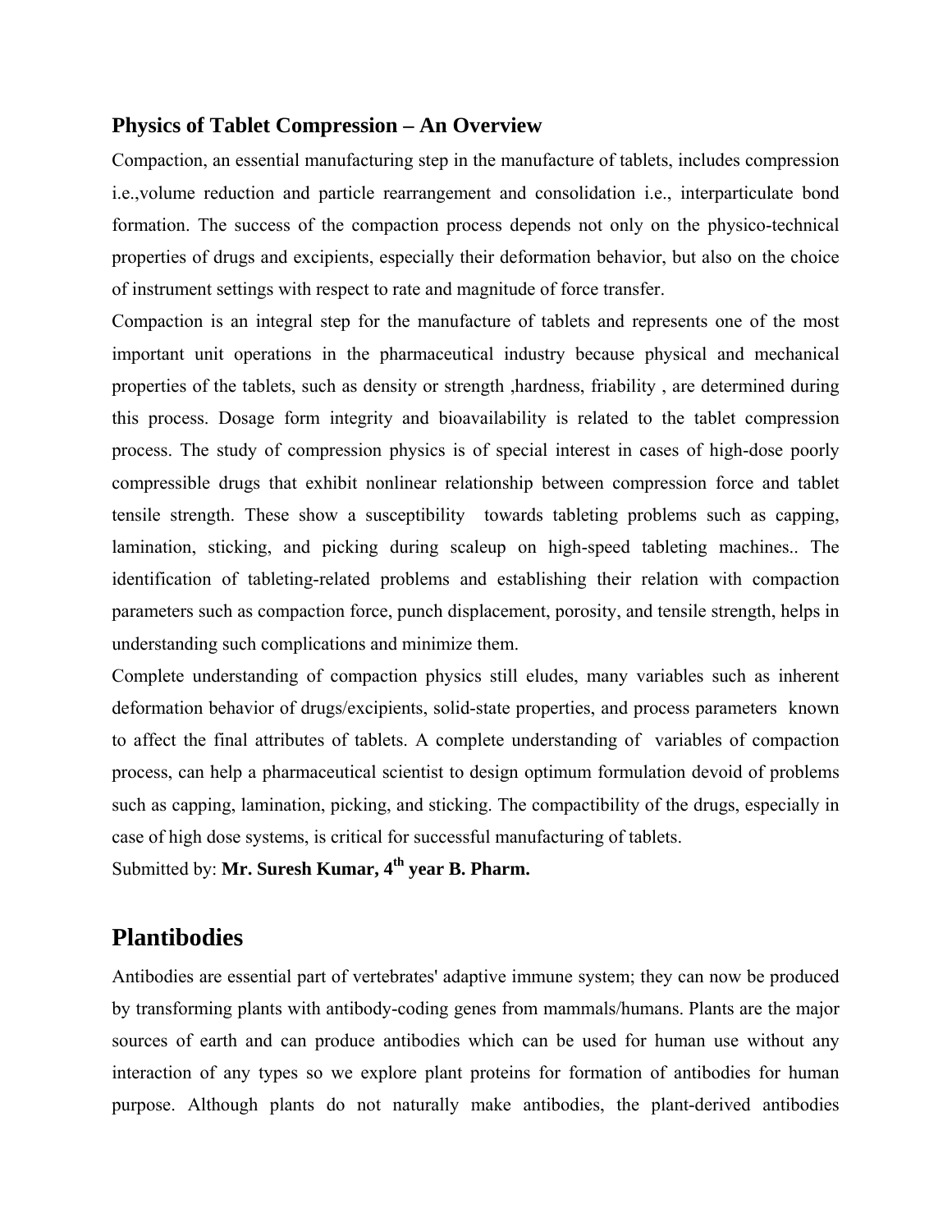## Physics of Tablet Compression – An Overview

Compaction, an essential manufacturing step in the manufacture of tablets, includes compression i.e.,volume reduction and particle rearrangement and consolidation i.e., interparticulate bond formation. The success of the compaction process depends not only on the physico-technical properties of drugs and excipients, especially their deformation behavior, but also on the choice of instrument settings with respect to rate and magnitude of force transfer.

Compaction is an integral step for the manufacture of tablets and represents one of the most important unit operations in the pharmaceutical industry because physical and mechanical properties of the tablets, such as density or strength ,hardness, friability , are determined during this process. Dosage form integrity and bioavailability is related to the tablet compression process. The study of compression physics is of special interest in cases of high-dose poorly compressible drugs that exhibit nonlinear relationship between compression force and tablet tensile strength. These show a susceptibility towards tableting problems such as capping, lamination, sticking, and picking during scaleup on high-speed tableting machines.. The identification of tableting-related problems and establishing their relation with compaction parameters such as compaction force, punch displacement, porosity, and tensile strength, helps in understanding such complications and minimize them.

Complete understanding of compaction physics still eludes, many variables such as inherent deformation behavior of drugs/excipients, solid-state properties, and process parameters known to affect the final attributes of tablets. A complete understanding of variables of compaction process, can help a pharmaceutical scientist to design optimum formulation devoid of problems such as capping, lamination, picking, and sticking. The compactibility of the drugs, especially in case of high dose systems, is critical for successful manufacturing of tablets.

Submitted by: **Mr. Suresh Kumar, 4th year B. Pharm.**

# Plantibodies

Antibodies are essential part of vertebrates' adaptive immune system; they can now be produced by transforming plants with antibody-coding genes from mammals/humans. Plants are the major sources of earth and can produce antibodies which can be used for human use without any interaction of any types so we explore plant proteins for formation of antibodies for human purpose. Although plants do not naturally make antibodies, the plant-derived antibodies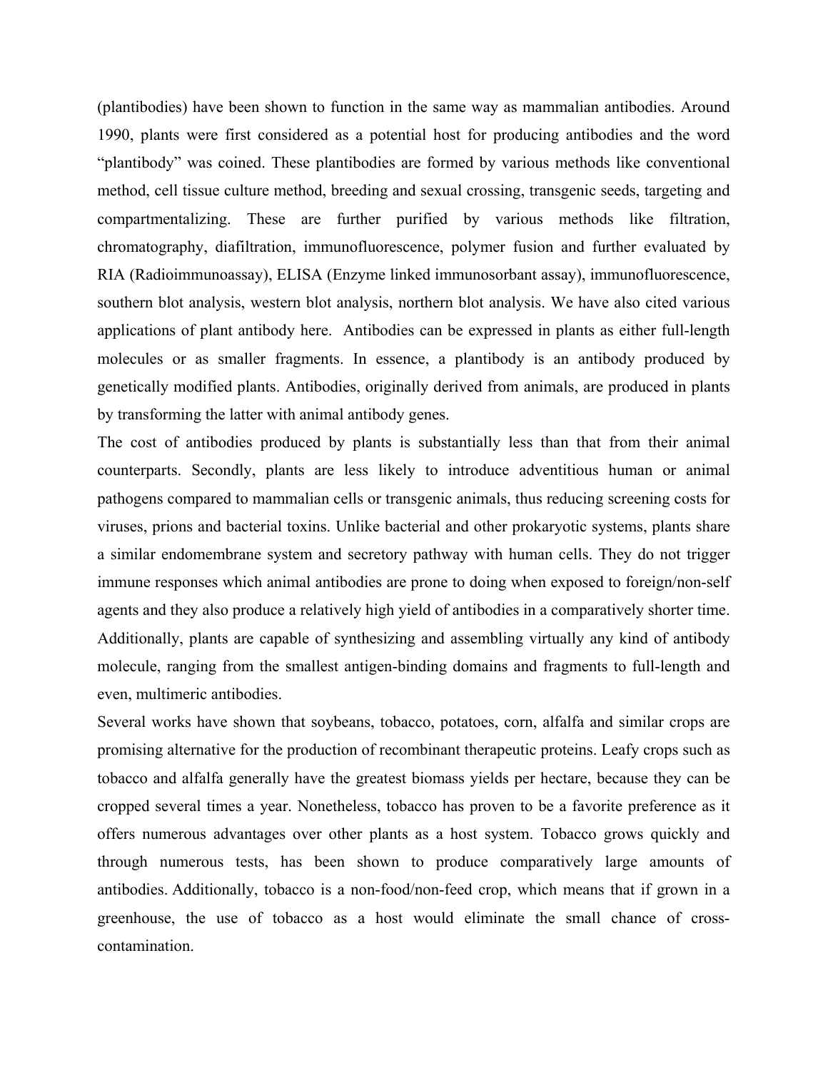(plantibodies) have been shown to function in the same way as mammalian antibodies. Around 1990, plants were first considered as a potential host for producing antibodies and the word "plantibody" was coined. These plantibodies are formed by various methods like conventional method, cell tissue culture method, breeding and sexual crossing, transgenic seeds, targeting and compartmentalizing. These are further purified by various methods like filtration, chromatography, diafiltration, immunofluorescence, polymer fusion and further evaluated by RIA (Radioimmunoassay), ELISA (Enzyme linked immunosorbant assay), immunofluorescence, southern blot analysis, western blot analysis, northern blot analysis. We have also cited various applications of plant antibody here. Antibodies can be expressed in plants as either full-length molecules or as smaller fragments. In essence, a plantibody is an antibody produced by genetically modified plants. Antibodies, originally derived from animals, are produced in plants by transforming the latter with animal antibody genes.

The cost of antibodies produced by plants is substantially less than that from their animal counterparts. Secondly, plants are less likely to introduce adventitious human or animal pathogens compared to mammalian cells or transgenic animals, thus reducing screening costs for viruses, prions and bacterial toxins. Unlike bacterial and other prokaryotic systems, plants share a similar endomembrane system and secretory pathway with human cells. They do not trigger immune responses which animal antibodies are prone to doing when exposed to foreign/non-self agents and they also produce a relatively high yield of antibodies in a comparatively shorter time. Additionally, plants are capable of synthesizing and assembling virtually any kind of antibody molecule, ranging from the smallest antigen-binding domains and fragments to full-length and even, multimeric antibodies.

Several works have shown that soybeans, tobacco, potatoes, corn, alfalfa and similar crops are promising alternative for the production of recombinant therapeutic proteins. Leafy crops such as tobacco and alfalfa generally have the greatest biomass yields per hectare, because they can be cropped several times a year. Nonetheless, tobacco has proven to be a favorite preference as it offers numerous advantages over other plants as a host system. Tobacco grows quickly and through numerous tests, has been shown to produce comparatively large amounts of antibodies. Additionally, tobacco is a non-food/non-feed crop, which means that if grown in a greenhouse, the use of tobacco as a host would eliminate the small chance of cross-contamination.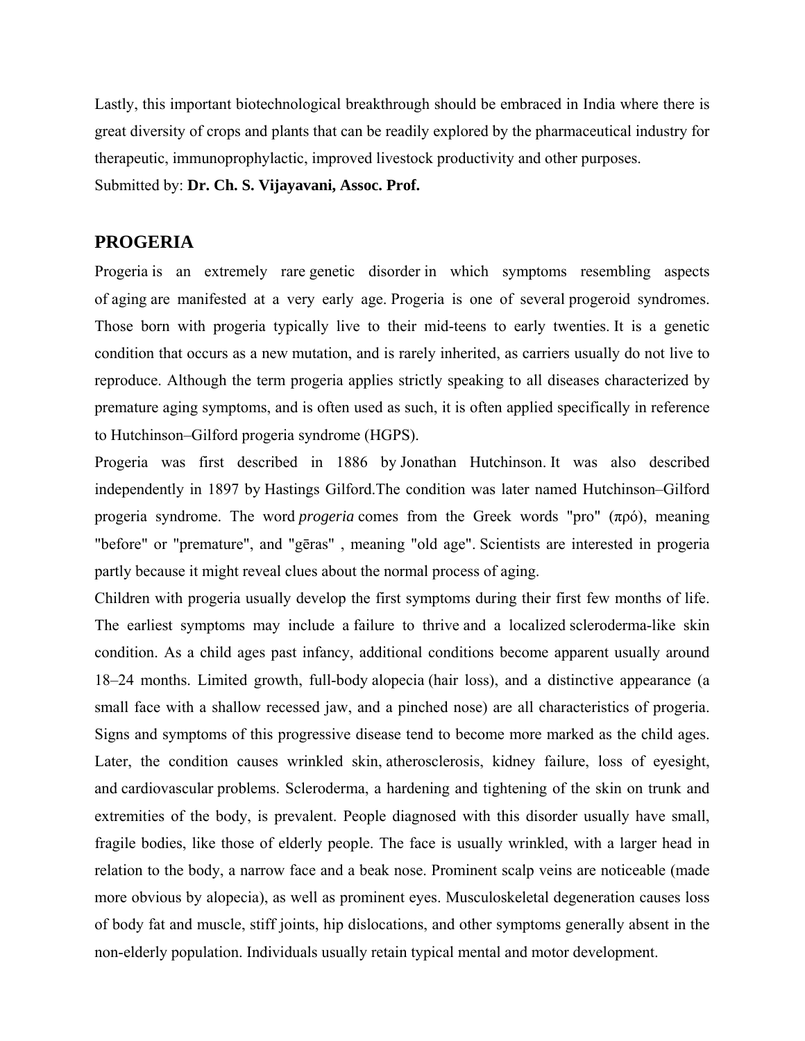Lastly, this important biotechnological breakthrough should be embraced in India where there is great diversity of crops and plants that can be readily explored by the pharmaceutical industry for therapeutic, immunoprophylactic, improved livestock productivity and other purposes.

Submitted by: **Dr. Ch. S. Vijayavani, Assoc. Prof.**

## PROGERIA

Progeria is an extremely rare genetic disorder in which symptoms resembling aspects of aging are manifested at a very early age. Progeria is one of several progeroid syndromes. Those born with progeria typically live to their mid-teens to early twenties. It is a genetic condition that occurs as a new mutation, and is rarely inherited, as carriers usually do not live to reproduce. Although the term progeria applies strictly speaking to all diseases characterized by premature aging symptoms, and is often used as such, it is often applied specifically in reference to Hutchinson–Gilford progeria syndrome (HGPS).

Progeria was first described in 1886 by Jonathan Hutchinson. It was also described independently in 1897 by Hastings Gilford.The condition was later named Hutchinson–Gilford progeria syndrome. The word *progeria* comes from the Greek words "pro" (πρό), meaning "before" or "premature", and "gēras" , meaning "old age". Scientists are interested in progeria partly because it might reveal clues about the normal process of aging.

Children with progeria usually develop the first symptoms during their first few months of life. The earliest symptoms may include a failure to thrive and a localized scleroderma-like skin condition. As a child ages past infancy, additional conditions become apparent usually around 18–24 months. Limited growth, full-body alopecia (hair loss), and a distinctive appearance (a small face with a shallow recessed jaw, and a pinched nose) are all characteristics of progeria. Signs and symptoms of this progressive disease tend to become more marked as the child ages. Later, the condition causes wrinkled skin, atherosclerosis, kidney failure, loss of eyesight, and cardiovascular problems. Scleroderma, a hardening and tightening of the skin on trunk and extremities of the body, is prevalent. People diagnosed with this disorder usually have small, fragile bodies, like those of elderly people. The face is usually wrinkled, with a larger head in relation to the body, a narrow face and a beak nose. Prominent scalp veins are noticeable (made more obvious by alopecia), as well as prominent eyes. Musculoskeletal degeneration causes loss of body fat and muscle, stiff joints, hip dislocations, and other symptoms generally absent in the non-elderly population. Individuals usually retain typical mental and motor development.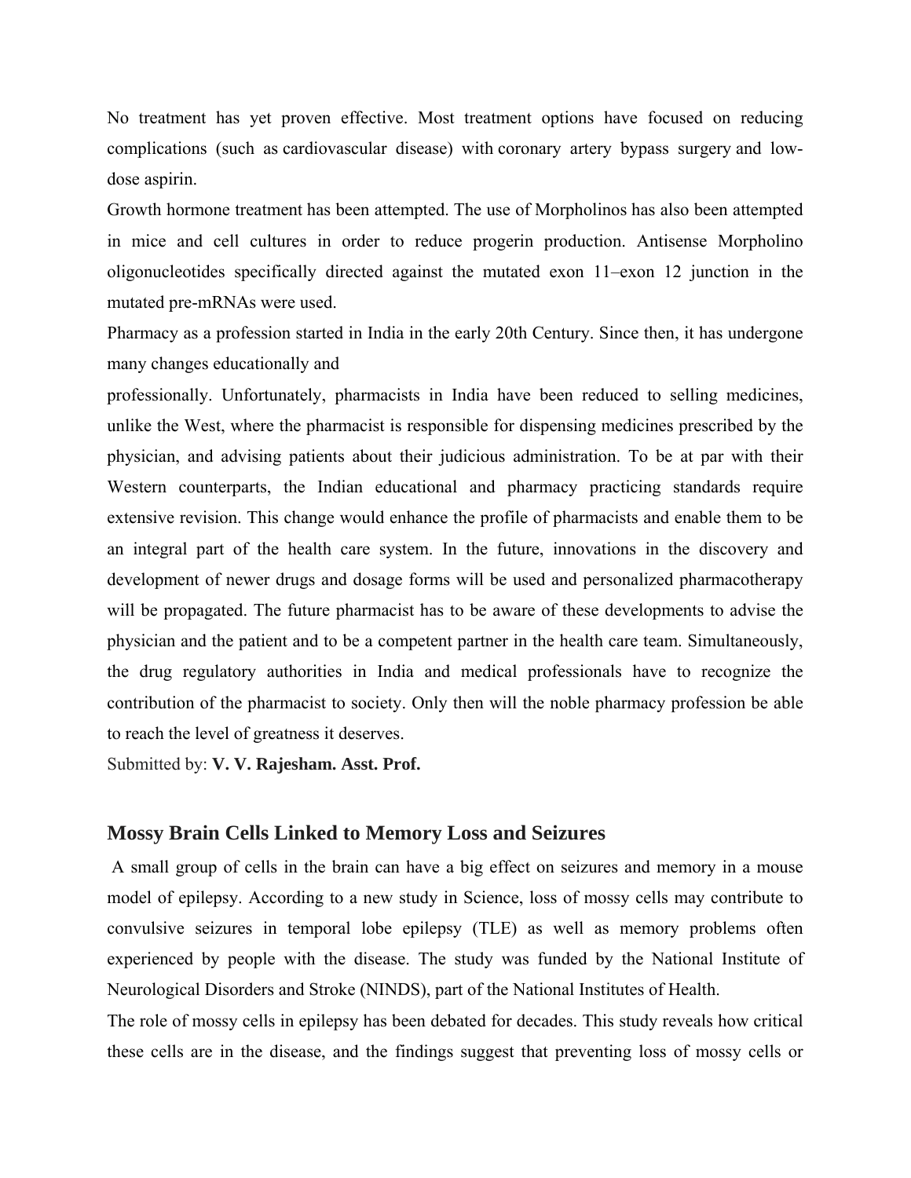No treatment has yet proven effective. Most treatment options have focused on reducing complications (such as cardiovascular disease) with coronary artery bypass surgery and low-dose aspirin.

Growth hormone treatment has been attempted. The use of Morpholinos has also been attempted in mice and cell cultures in order to reduce progerin production. Antisense Morpholino oligonucleotides specifically directed against the mutated exon 11–exon 12 junction in the mutated pre-mRNAs were used.

Pharmacy as a profession started in India in the early 20th Century. Since then, it has undergone many changes educationally and professionally. Unfortunately, pharmacists in India have been reduced to selling medicines, unlike the West, where the pharmacist is responsible for dispensing medicines prescribed by the physician, and advising patients about their judicious administration. To be at par with their Western counterparts, the Indian educational and pharmacy practicing standards require extensive revision. This change would enhance the profile of pharmacists and enable them to be an integral part of the health care system. In the future, innovations in the discovery and development of newer drugs and dosage forms will be used and personalized pharmacotherapy will be propagated. The future pharmacist has to be aware of these developments to advise the physician and the patient and to be a competent partner in the health care team. Simultaneously, the drug regulatory authorities in India and medical professionals have to recognize the contribution of the pharmacist to society. Only then will the noble pharmacy profession be able to reach the level of greatness it deserves.

Submitted by: **V. V. Rajesham. Asst. Prof.**

## Mossy Brain Cells Linked to Memory Loss and Seizures

A small group of cells in the brain can have a big effect on seizures and memory in a mouse model of epilepsy. According to a new study in Science, loss of mossy cells may contribute to convulsive seizures in temporal lobe epilepsy (TLE) as well as memory problems often experienced by people with the disease. The study was funded by the National Institute of Neurological Disorders and Stroke (NINDS), part of the National Institutes of Health.

The role of mossy cells in epilepsy has been debated for decades. This study reveals how critical these cells are in the disease, and the findings suggest that preventing loss of mossy cells or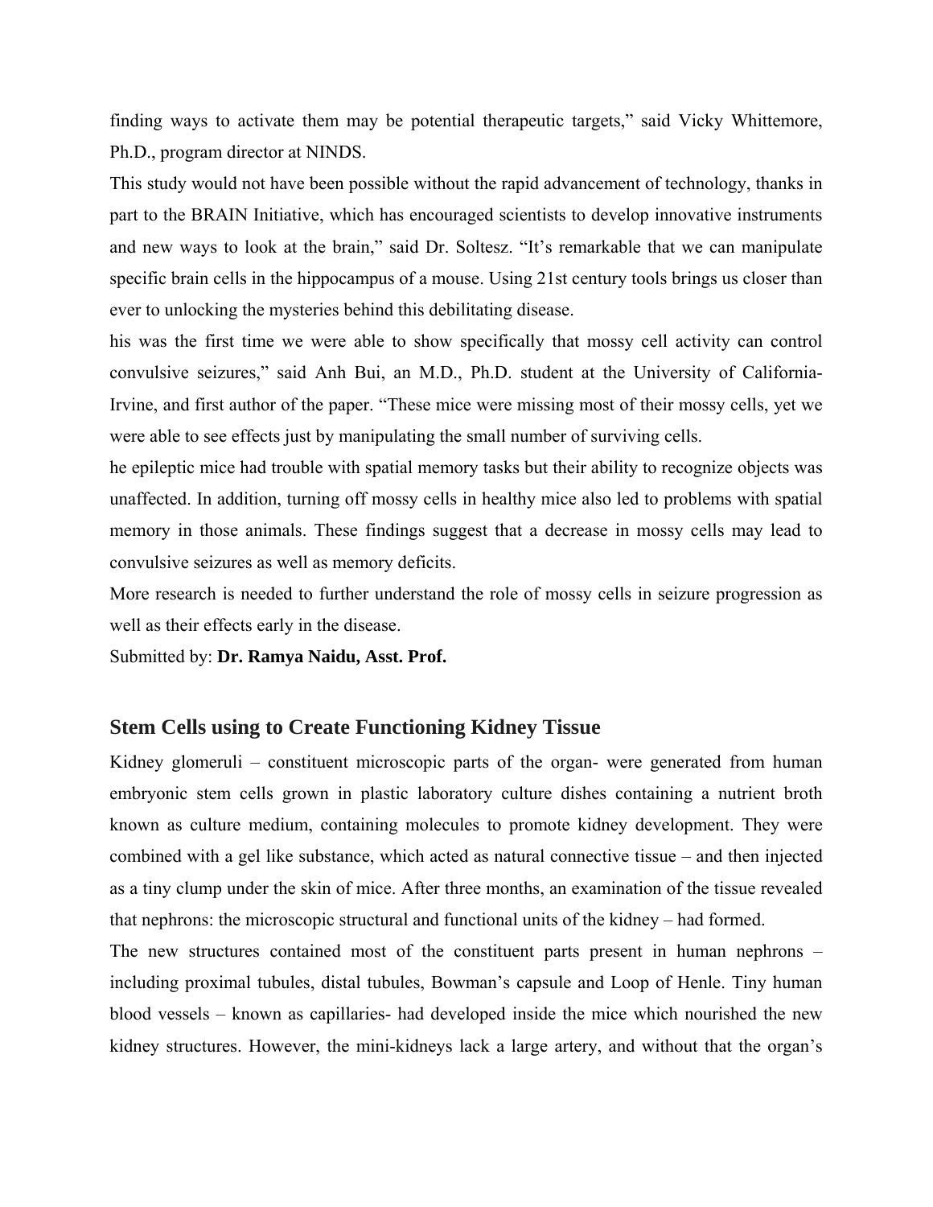finding ways to activate them may be potential therapeutic targets," said Vicky Whittemore, Ph.D., program director at NINDS.

This study would not have been possible without the rapid advancement of technology, thanks in part to the BRAIN Initiative, which has encouraged scientists to develop innovative instruments and new ways to look at the brain," said Dr. Soltesz. "It's remarkable that we can manipulate specific brain cells in the hippocampus of a mouse. Using 21st century tools brings us closer than ever to unlocking the mysteries behind this debilitating disease.

his was the first time we were able to show specifically that mossy cell activity can control convulsive seizures," said Anh Bui, an M.D., Ph.D. student at the University of California-Irvine, and first author of the paper. "These mice were missing most of their mossy cells, yet we were able to see effects just by manipulating the small number of surviving cells.

he epileptic mice had trouble with spatial memory tasks but their ability to recognize objects was unaffected. In addition, turning off mossy cells in healthy mice also led to problems with spatial memory in those animals. These findings suggest that a decrease in mossy cells may lead to convulsive seizures as well as memory deficits.

More research is needed to further understand the role of mossy cells in seizure progression as well as their effects early in the disease.

Submitted by: **Dr. Ramya Naidu, Asst. Prof.**

## Stem Cells using to Create Functioning Kidney Tissue

Kidney glomeruli – constituent microscopic parts of the organ- were generated from human embryonic stem cells grown in plastic laboratory culture dishes containing a nutrient broth known as culture medium, containing molecules to promote kidney development. They were combined with a gel like substance, which acted as natural connective tissue – and then injected as a tiny clump under the skin of mice. After three months, an examination of the tissue revealed that nephrons: the microscopic structural and functional units of the kidney – had formed.

The new structures contained most of the constituent parts present in human nephrons – including proximal tubules, distal tubules, Bowman's capsule and Loop of Henle. Tiny human blood vessels – known as capillaries- had developed inside the mice which nourished the new kidney structures. However, the mini-kidneys lack a large artery, and without that the organ's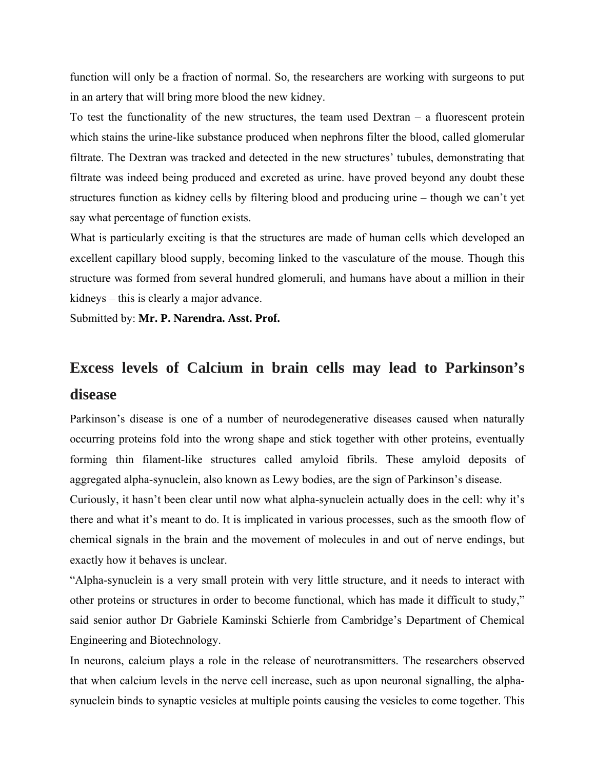function will only be a fraction of normal. So, the researchers are working with surgeons to put in an artery that will bring more blood the new kidney.

To test the functionality of the new structures, the team used Dextran – a fluorescent protein which stains the urine-like substance produced when nephrons filter the blood, called glomerular filtrate. The Dextran was tracked and detected in the new structures' tubules, demonstrating that filtrate was indeed being produced and excreted as urine. have proved beyond any doubt these structures function as kidney cells by filtering blood and producing urine – though we can't yet say what percentage of function exists.

What is particularly exciting is that the structures are made of human cells which developed an excellent capillary blood supply, becoming linked to the vasculature of the mouse. Though this structure was formed from several hundred glomeruli, and humans have about a million in their kidneys – this is clearly a major advance.

Submitted by: **Mr. P. Narendra. Asst. Prof.**

## Excess levels of Calcium in brain cells may lead to Parkinson's disease

Parkinson's disease is one of a number of neurodegenerative diseases caused when naturally occurring proteins fold into the wrong shape and stick together with other proteins, eventually forming thin filament-like structures called amyloid fibrils. These amyloid deposits of aggregated alpha-synuclein, also known as Lewy bodies, are the sign of Parkinson's disease.

Curiously, it hasn't been clear until now what alpha-synuclein actually does in the cell: why it's there and what it's meant to do. It is implicated in various processes, such as the smooth flow of chemical signals in the brain and the movement of molecules in and out of nerve endings, but exactly how it behaves is unclear.

"Alpha-synuclein is a very small protein with very little structure, and it needs to interact with other proteins or structures in order to become functional, which has made it difficult to study," said senior author Dr Gabriele Kaminski Schierle from Cambridge's Department of Chemical Engineering and Biotechnology.

In neurons, calcium plays a role in the release of neurotransmitters. The researchers observed that when calcium levels in the nerve cell increase, such as upon neuronal signalling, the alpha-synuclein binds to synaptic vesicles at multiple points causing the vesicles to come together. This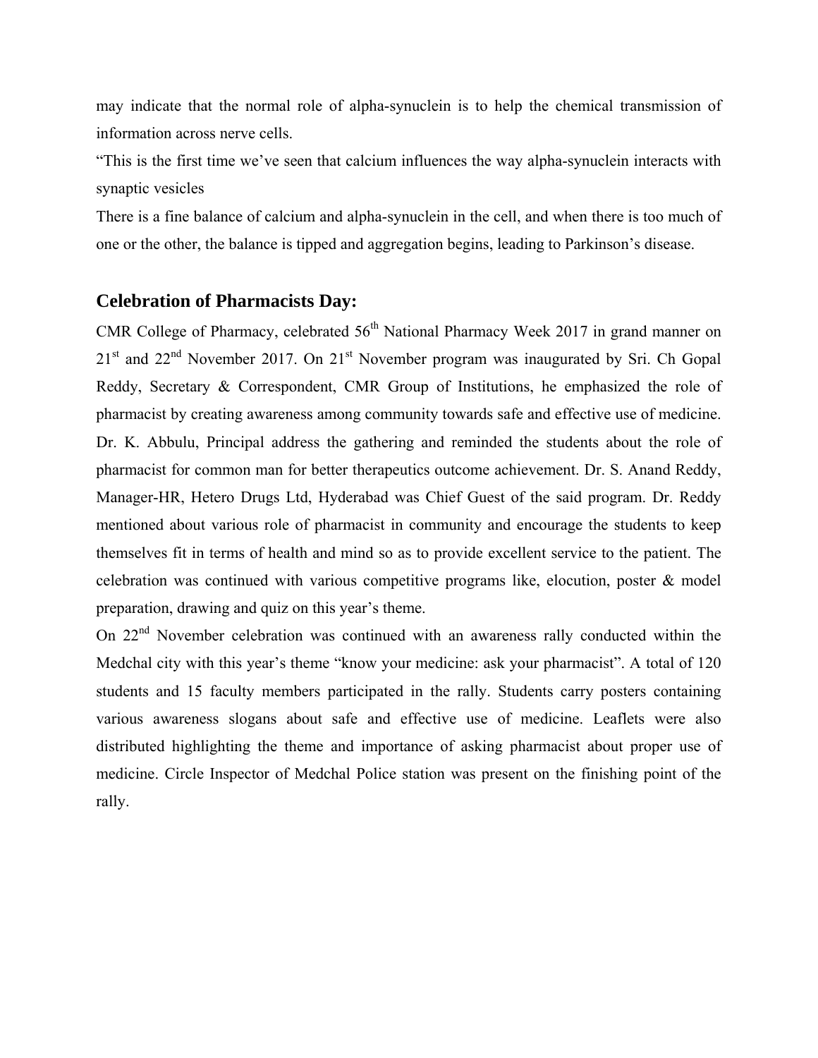may indicate that the normal role of alpha-synuclein is to help the chemical transmission of information across nerve cells.

"This is the first time we've seen that calcium influences the way alpha-synuclein interacts with synaptic vesicles

There is a fine balance of calcium and alpha-synuclein in the cell, and when there is too much of one or the other, the balance is tipped and aggregation begins, leading to Parkinson's disease.

## Celebration of Pharmacists Day:

CMR College of Pharmacy, celebrated 56th National Pharmacy Week 2017 in grand manner on 21st and 22nd November 2017. On 21st November program was inaugurated by Sri. Ch Gopal Reddy, Secretary & Correspondent, CMR Group of Institutions, he emphasized the role of pharmacist by creating awareness among community towards safe and effective use of medicine. Dr. K. Abbulu, Principal address the gathering and reminded the students about the role of pharmacist for common man for better therapeutics outcome achievement. Dr. S. Anand Reddy, Manager-HR, Hetero Drugs Ltd, Hyderabad was Chief Guest of the said program. Dr. Reddy mentioned about various role of pharmacist in community and encourage the students to keep themselves fit in terms of health and mind so as to provide excellent service to the patient. The celebration was continued with various competitive programs like, elocution, poster & model preparation, drawing and quiz on this year's theme.

On 22nd November celebration was continued with an awareness rally conducted within the Medchal city with this year's theme "know your medicine: ask your pharmacist". A total of 120 students and 15 faculty members participated in the rally. Students carry posters containing various awareness slogans about safe and effective use of medicine. Leaflets were also distributed highlighting the theme and importance of asking pharmacist about proper use of medicine. Circle Inspector of Medchal Police station was present on the finishing point of the rally.